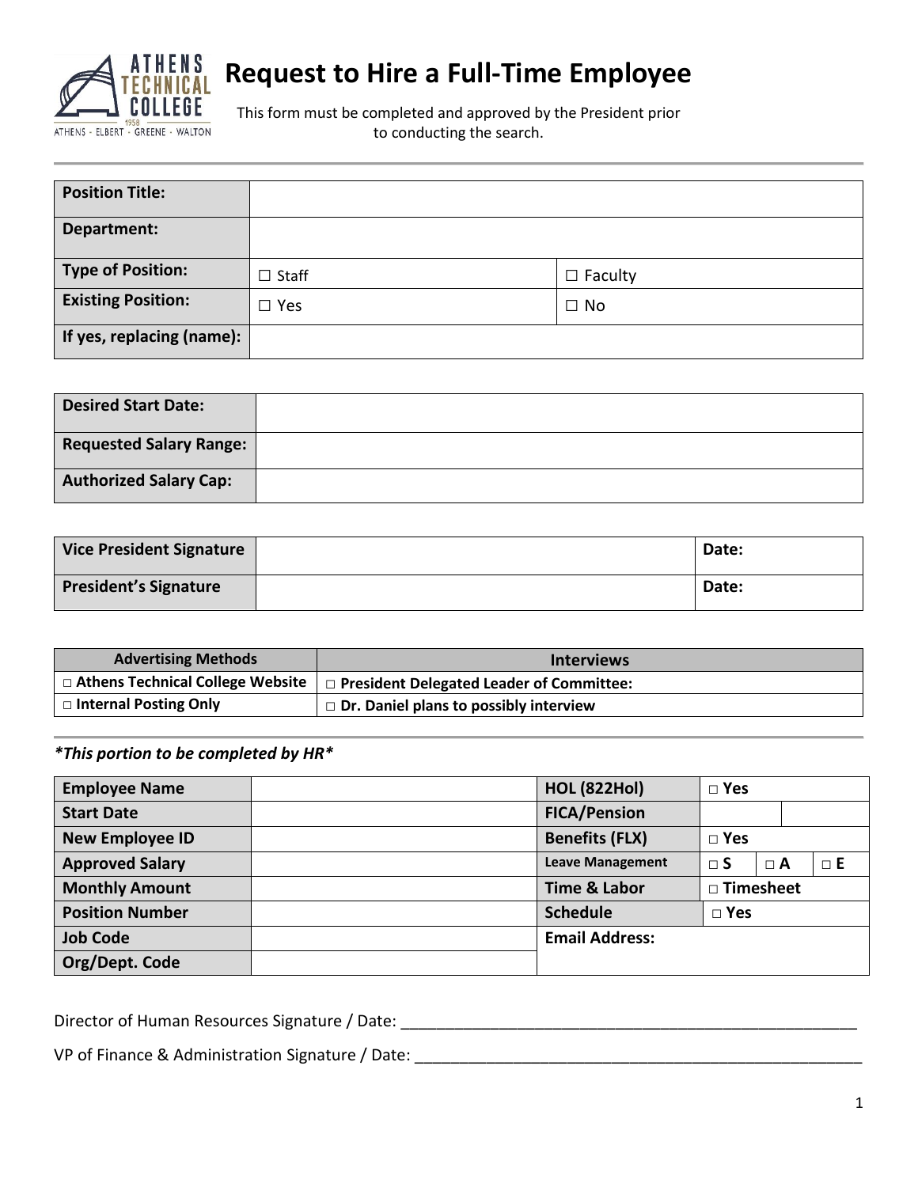# Request to Hire a Full-Time Employee

This form must be completed and approved by the President prior to conducting the search.

| **Position Title:** | | |
|---|---|---|
| **Department:** | | |
| **Type of Position:** | ☐ Staff | ☐ Faculty |
| **Existing Position:** | ☐ Yes | ☐ No |
| **If yes, replacing (name):** | | |

| **Desired Start Date:** | |
|---|---|
| **Requested Salary Range:** | |
| **Authorized Salary Cap:** | |

| **Vice President Signature** | | **Date:** |
|---|---|---|
| **President's Signature** | | **Date:** |

| **Advertising Methods** | **Interviews** |
|---|---|
| □ **Athens Technical College Website** | □ **President Delegated Leader of Committee:** |
| □ **Internal Posting Only** | □ **Dr. Daniel plans to possibly interview** |

***This portion to be completed by HR***

| **Employee Name** | | **HOL (822Hol)** | □ **Yes** | | |
|---|---|---|---|---|---|
| **Start Date** | | **FICA/Pension** | | | |
| **New Employee ID** | | **Benefits (FLX)** | □ **Yes** | | |
| **Approved Salary** | | **Leave Management** | □ **S** | □ **A** | □ **E** |
| **Monthly Amount** | | **Time & Labor** | □ **Timesheet** | | |
| **Position Number** | | **Schedule** | □ **Yes** | | |
| **Job Code** | | **Email Address:** | | | |
| **Org/Dept. Code** | | | | | |

Director of Human Resources Signature / Date: ____________________________________________________

VP of Finance & Administration Signature / Date: __________________________________________________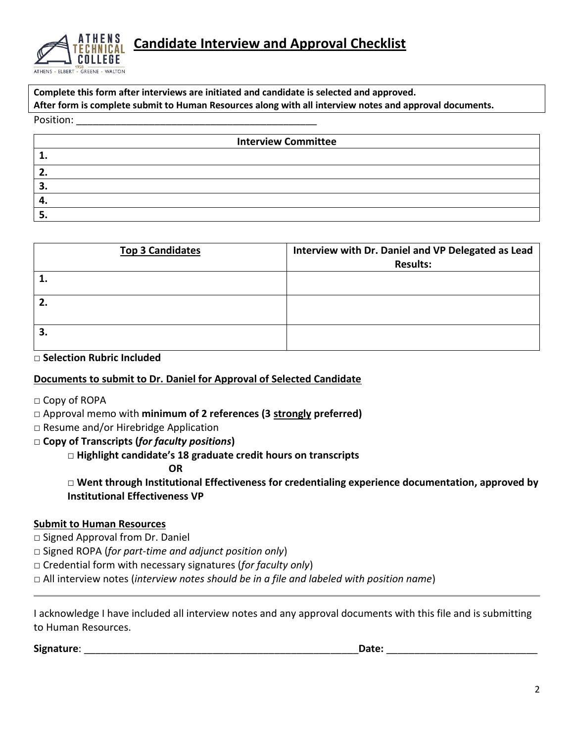# Candidate Interview and Approval Checklist

**Complete this form after interviews are initiated and candidate is selected and approved.**
**After form is complete submit to Human Resources along with all interview notes and approval documents.**

Position: ___________________________________________

| Interview Committee |
|---|
| **1.** |
| **2.** |
| **3.** |
| **4.** |
| **5.** |

| **Top 3 Candidates** | **Interview with Dr. Daniel and VP Delegated as Lead Results:** |
|---|---|
| **1.** | |
| **2.** | |
| **3.** | |

□ **Selection Rubric Included**

**Documents to submit to Dr. Daniel for Approval of Selected Candidate**

□ Copy of ROPA
□ Approval memo with **minimum of 2 references (3 strongly preferred)**
□ Resume and/or Hirebridge Application
□ **Copy of Transcripts (*for faculty positions*)**

   □ **Highlight candidate's 18 graduate credit hours on transcripts**

   **OR**

   □ **Went through Institutional Effectiveness for credentialing experience documentation, approved by Institutional Effectiveness VP**

**Submit to Human Resources**

□ Signed Approval from Dr. Daniel
□ Signed ROPA (*for part-time and adjunct position only*)
□ Credential form with necessary signatures (*for faculty only*)
□ All interview notes (*interview notes should be in a file and labeled with position name*)

---

I acknowledge I have included all interview notes and any approval documents with this file and is submitting to Human Resources.

**Signature**: ___________________________________________________ **Date:** ___________________________